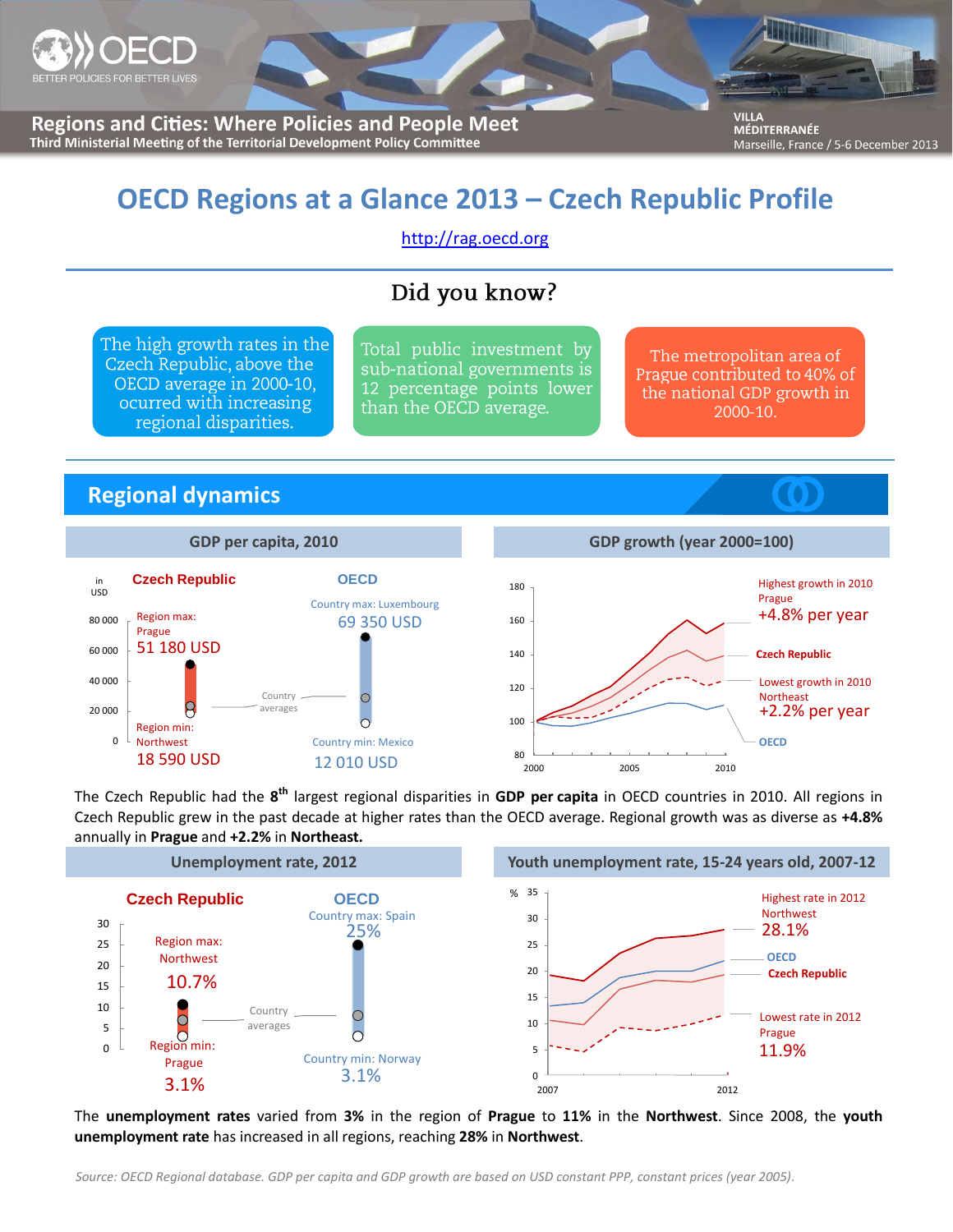Regions and Cities: Where Policies and People Meet
Third Ministerial Meeting of the Territorial Development Policy Committee

VILLA MÉDITERRANÉE
Marseille, France / 5-6 December 2013

# OECD Regions at a Glance 2013 – Czech Republic Profile

http://rag.oecd.org

## Did you know?

The high growth rates in the Czech Republic, above the OECD average in 2000-10, ocurred with increasing regional disparities.

Total public investment by sub-national governments is 12 percentage points lower than the OECD average.

The metropolitan area of Prague contributed to 40% of the national GDP growth in 2000-10.

## Regional dynamics

### GDP per capita, 2010

in USD

**Czech Republic**
- Region max: Prague 51 180 USD
- Region min: Northwest 18 590 USD

**OECD**
- Country max: Luxembourg 69 350 USD
- Country min: Mexico 12 010 USD

Country averages

### GDP growth (year 2000=100)

- Highest growth in 2010: Prague +4.8% per year
- Czech Republic
- Lowest growth in 2010: Northeast +2.2% per year
- OECD

The Czech Republic had the 8th largest regional disparities in **GDP per capita** in OECD countries in 2010. All regions in Czech Republic grew in the past decade at higher rates than the OECD average. Regional growth was as diverse as **+4.8%** annually in **Prague** and **+2.2%** in **Northeast.**

### Unemployment rate, 2012

**Czech Republic**
- Region max: Northwest 10.7%
- Region min: Prague 3.1%

**OECD**
- Country max: Spain 25%
- Country min: Norway 3.1%

Country averages

### Youth unemployment rate, 15-24 years old, 2007-12

- Highest rate in 2012: Northwest 28.1%
- OECD
- Czech Republic
- Lowest rate in 2012: Prague 11.9%

The **unemployment rates** varied from **3%** in the region of **Prague** to **11%** in the **Northwest**. Since 2008, the **youth unemployment rate** has increased in all regions, reaching **28%** in **Northwest**.

*Source: OECD Regional database. GDP per capita and GDP growth are based on USD constant PPP, constant prices (year 2005).*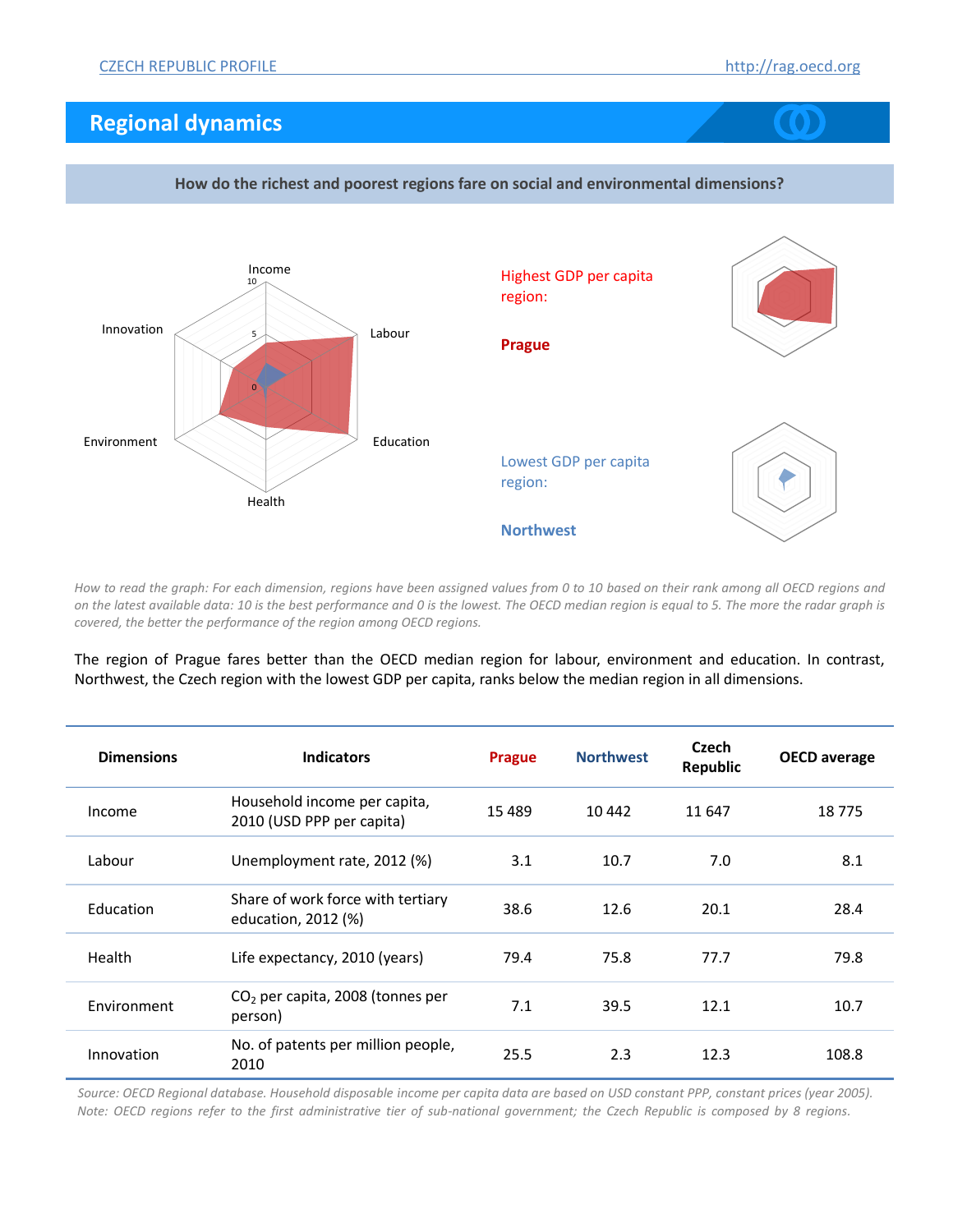## Regional dynamics

**How do the richest and poorest regions fare on social and environmental dimensions?**

Highest GDP per capita region:

**Prague**

Lowest GDP per capita region:

**Northwest**

*How to read the graph: For each dimension, regions have been assigned values from 0 to 10 based on their rank among all OECD regions and on the latest available data: 10 is the best performance and 0 is the lowest. The OECD median region is equal to 5. The more the radar graph is covered, the better the performance of the region among OECD regions.*

The region of Prague fares better than the OECD median region for labour, environment and education. In contrast, Northwest, the Czech region with the lowest GDP per capita, ranks below the median region in all dimensions.

| Dimensions | Indicators | Prague | Northwest | Czech Republic | OECD average |
|---|---|---|---|---|---|
| Income | Household income per capita, 2010 (USD PPP per capita) | 15 489 | 10 442 | 11 647 | 18 775 |
| Labour | Unemployment rate, 2012 (%) | 3.1 | 10.7 | 7.0 | 8.1 |
| Education | Share of work force with tertiary education, 2012 (%) | 38.6 | 12.6 | 20.1 | 28.4 |
| Health | Life expectancy, 2010 (years) | 79.4 | 75.8 | 77.7 | 79.8 |
| Environment | $CO_2$ per capita, 2008 (tonnes per person) | 7.1 | 39.5 | 12.1 | 10.7 |
| Innovation | No. of patents per million people, 2010 | 25.5 | 2.3 | 12.3 | 108.8 |

*Source: OECD Regional database. Household disposable income per capita data are based on USD constant PPP, constant prices (year 2005). Note: OECD regions refer to the first administrative tier of sub-national government; the Czech Republic is composed by 8 regions.*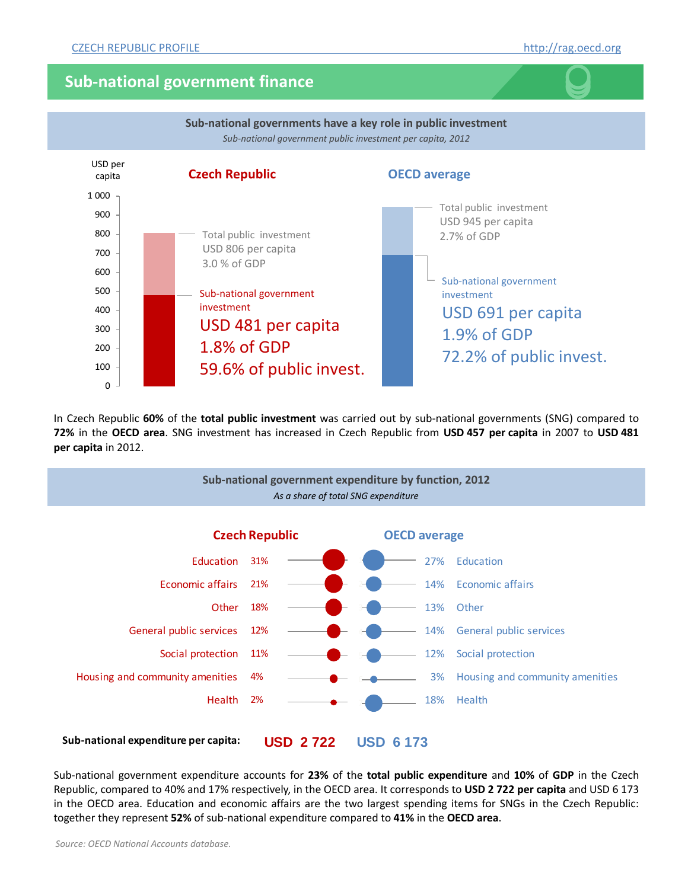## Sub-national government finance

### Sub-national governments have a key role in public investment

*Sub-national government public investment per capita, 2012*

USD per capita

**Czech Republic**

Total public investment
USD 806 per capita
3.0 % of GDP

Sub-national government investment
USD 481 per capita
1.8% of GDP
59.6% of public invest.

**OECD average**

Total public investment
USD 945 per capita
2.7% of GDP

Sub-national government investment
USD 691 per capita
1.9% of GDP
72.2% of public invest.

In Czech Republic **60%** of the **total public investment** was carried out by sub-national governments (SNG) compared to **72%** in the **OECD area**. SNG investment has increased in Czech Republic from **USD 457 per capita** in 2007 to **USD 481 per capita** in 2012.

### Sub-national government expenditure by function, 2012

*As a share of total SNG expenditure*

| Function | Czech Republic | OECD average |
|---|---|---|
| Education | 31% | 27% |
| Economic affairs | 21% | 14% |
| Other | 18% | 13% |
| General public services | 12% | 14% |
| Social protection | 11% | 12% |
| Housing and community amenities | 4% | 3% |
| Health | 2% | 18% |
| **Sub-national expenditure per capita:** | USD 2 722 | USD 6 173 |

Sub-national government expenditure accounts for **23%** of the **total public expenditure** and **10%** of **GDP** in the Czech Republic, compared to 40% and 17% respectively, in the OECD area. It corresponds to **USD 2 722 per capita** and USD 6 173 in the OECD area. Education and economic affairs are the two largest spending items for SNGs in the Czech Republic: together they represent **52%** of sub-national expenditure compared to **41%** in the **OECD area**.

*Source: OECD National Accounts database.*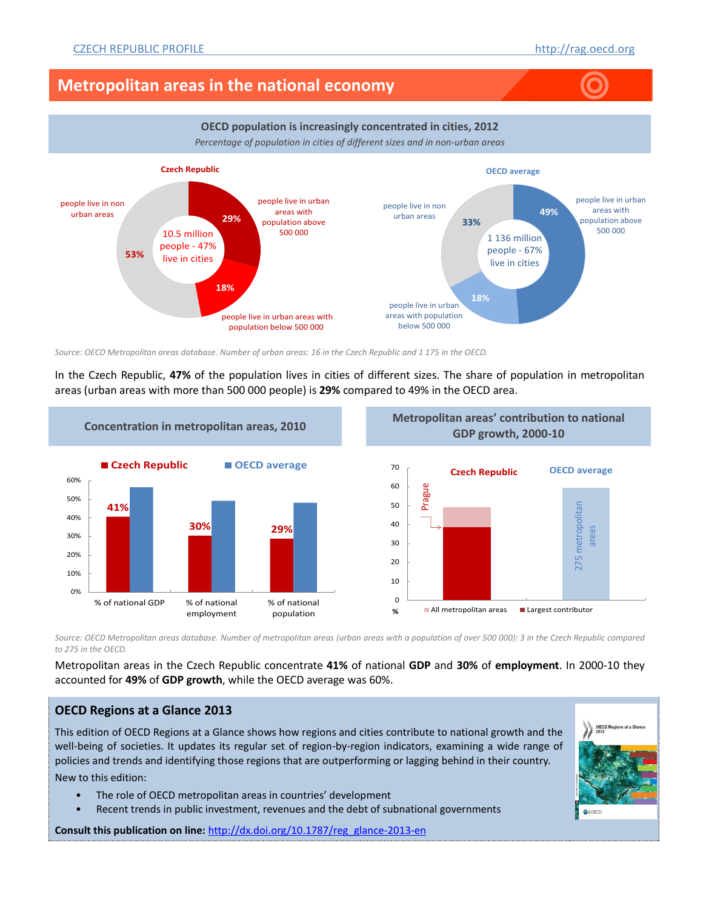CZECH REPUBLIC PROFILE http://rag.oecd.org

# Metropolitan areas in the national economy

## OECD population is increasingly concentrated in cities, 2012

*Percentage of population in cities of different sizes and in non-urban areas*

Czech Republic

people live in non urban areas
53%
29%
people live in urban areas with population above 500 000
18%
people live in urban areas with population below 500 000
10.5 million people - 47% live in cities

OECD average

people live in non urban areas
33%
49%
people live in urban areas with population above 500 000
18%
people live in urban areas with population below 500 000
1 136 million people - 67% live in cities

*Source: OECD Metropolitan areas database. Number of urban areas: 16 in the Czech Republic and 1 175 in the OECD.*

In the Czech Republic, **47%** of the population lives in cities of different sizes. The share of population in metropolitan areas (urban areas with more than 500 000 people) is **29%** compared to 49% in the OECD area.

## Concentration in metropolitan areas, 2010

Czech Republic
OECD average

60%
50%
40%
30%
20%
10%
0%

41%
30%
29%

% of national GDP
% of national employment
% of national population

## Metropolitan areas' contribution to national GDP growth, 2000-10

Czech Republic
OECD average

70
60
50
40
30
20
10
0
%

Prague
275 metropolitan areas

All metropolitan areas
Largest contributor

*Source: OECD Metropolitan areas database. Number of metropolitan areas (urban areas with a population of over 500 000): 3 in the Czech Republic compared to 275 in the OECD.*

Metropolitan areas in the Czech Republic concentrate **41%** of national **GDP** and **30%** of **employment**. In 2000-10 they accounted for **49%** of **GDP growth**, while the OECD average was 60%.

## OECD Regions at a Glance 2013

This edition of OECD Regions at a Glance shows how regions and cities contribute to national growth and the well-being of societies. It updates its regular set of region-by-region indicators, examining a wide range of policies and trends and identifying those regions that are outperforming or lagging behind in their country.

New to this edition:

- The role of OECD metropolitan areas in countries' development
- Recent trends in public investment, revenues and the debt of subnational governments

**Consult this publication on line:** http://dx.doi.org/10.1787/reg_glance-2013-en